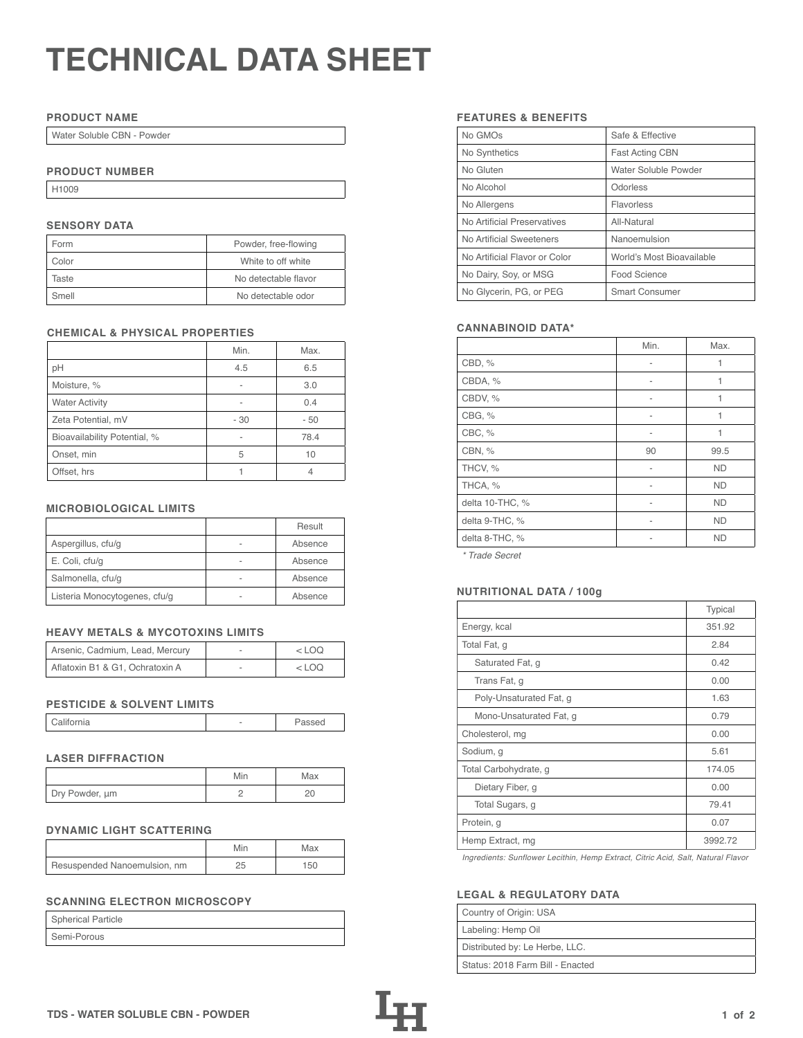# TECHNICAL DATA SHEET

## PRODUCT NAME

| Water Soluble CBN - Powder |
|---|

## PRODUCT NUMBER

| H1009 |
|---|

## SENSORY DATA

| | |
|---|---|
| Form | Powder, free-flowing |
| Color | White to off white |
| Taste | No detectable flavor |
| Smell | No detectable odor |

## CHEMICAL & PHYSICAL PROPERTIES

| | Min. | Max. |
|---|---|---|
| pH | 4.5 | 6.5 |
| Moisture, % | - | 3.0 |
| Water Activity | - | 0.4 |
| Zeta Potential, mV | - 30 | - 50 |
| Bioavailability Potential, % | - | 78.4 |
| Onset, min | 5 | 10 |
| Offset, hrs | 1 | 4 |

## MICROBIOLOGICAL LIMITS

| | | Result |
|---|---|---|
| Aspergillus, cfu/g | - | Absence |
| E. Coli, cfu/g | - | Absence |
| Salmonella, cfu/g | - | Absence |
| Listeria Monocytogenes, cfu/g | - | Absence |

## HEAVY METALS & MYCOTOXINS LIMITS

| | | |
|---|---|---|
| Arsenic, Cadmium, Lead, Mercury | - | < LOQ |
| Aflatoxin B1 & G1, Ochratoxin A | - | < LOQ |

## PESTICIDE & SOLVENT LIMITS

| | | |
|---|---|---|
| California | - | Passed |

## LASER DIFFRACTION

| | Min | Max |
|---|---|---|
| Dry Powder, µm | 2 | 20 |

## DYNAMIC LIGHT SCATTERING

| | Min | Max |
|---|---|---|
| Resuspended Nanoemulsion, nm | 25 | 150 |

## SCANNING ELECTRON MICROSCOPY

| |
|---|
| Spherical Particle |
| Semi-Porous |

## FEATURES & BENEFITS

| | |
|---|---|
| No GMOs | Safe & Effective |
| No Synthetics | Fast Acting CBN |
| No Gluten | Water Soluble Powder |
| No Alcohol | Odorless |
| No Allergens | Flavorless |
| No Artificial Preservatives | All-Natural |
| No Artificial Sweeteners | Nanoemulsion |
| No Artificial Flavor or Color | World's Most Bioavailable |
| No Dairy, Soy, or MSG | Food Science |
| No Glycerin, PG, or PEG | Smart Consumer |

## CANNABINOID DATA*

| | Min. | Max. |
|---|---|---|
| CBD, % | - | 1 |
| CBDA, % | - | 1 |
| CBDV, % | - | 1 |
| CBG, % | - | 1 |
| CBC, % | - | 1 |
| CBN, % | 90 | 99.5 |
| THCV, % | - | ND |
| THCA, % | - | ND |
| delta 10-THC, % | - | ND |
| delta 9-THC, % | - | ND |
| delta 8-THC, % | - | ND |

*\* Trade Secret*

## NUTRITIONAL DATA / 100g

| | Typical |
|---|---|
| Energy, kcal | 351.92 |
| Total Fat, g | 2.84 |
| Saturated Fat, g | 0.42 |
| Trans Fat, g | 0.00 |
| Poly-Unsaturated Fat, g | 1.63 |
| Mono-Unsaturated Fat, g | 0.79 |
| Cholesterol, mg | 0.00 |
| Sodium, g | 5.61 |
| Total Carbohydrate, g | 174.05 |
| Dietary Fiber, g | 0.00 |
| Total Sugars, g | 79.41 |
| Protein, g | 0.07 |
| Hemp Extract, mg | 3992.72 |

*Ingredients: Sunflower Lecithin, Hemp Extract, Citric Acid, Salt, Natural Flavor*

## LEGAL & REGULATORY DATA

| |
|---|
| Country of Origin: USA |
| Labeling: Hemp Oil |
| Distributed by: Le Herbe, LLC. |
| Status: 2018 Farm Bill - Enacted |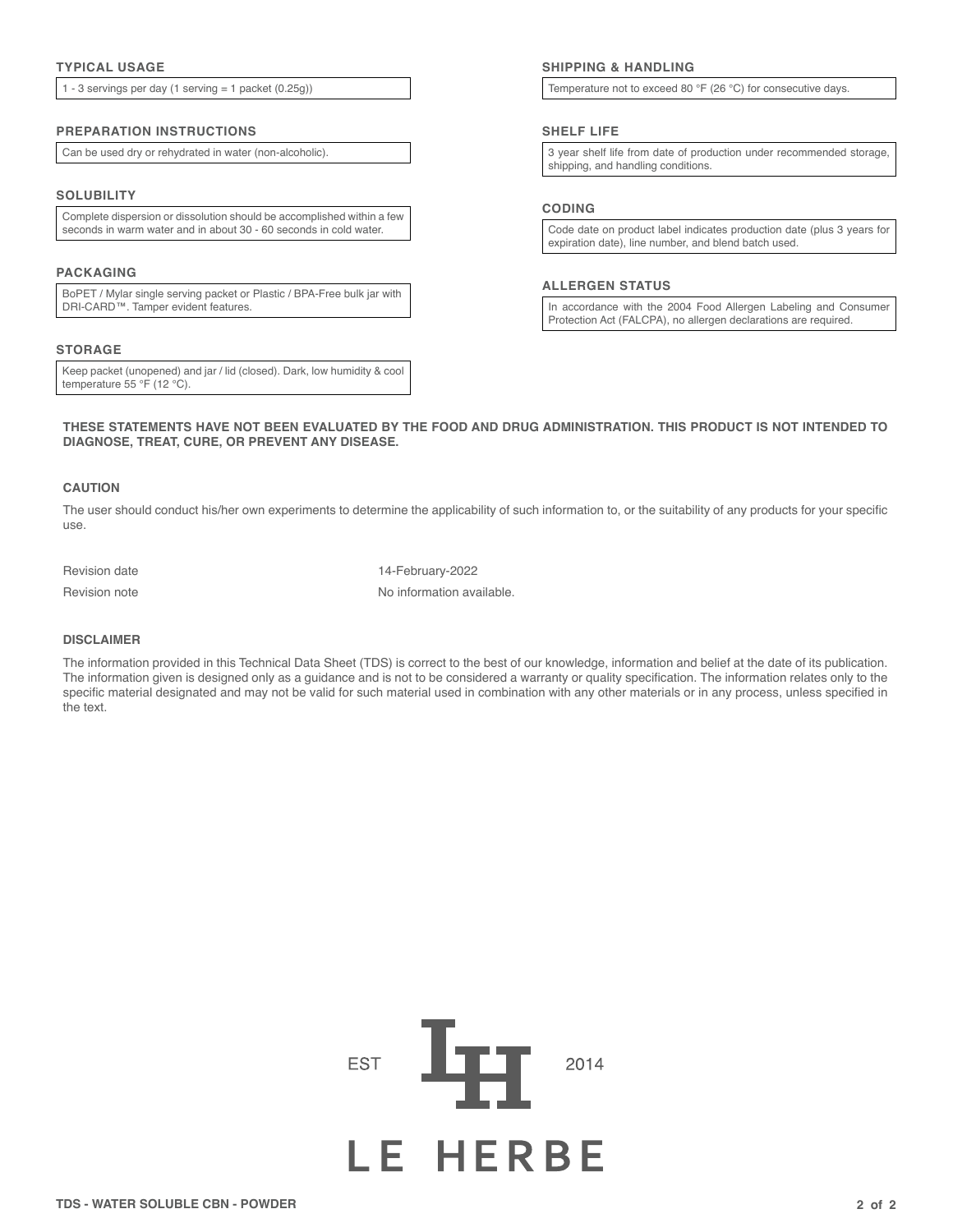### TYPICAL USAGE

1 - 3 servings per day (1 serving = 1 packet (0.25g))

### PREPARATION INSTRUCTIONS

Can be used dry or rehydrated in water (non-alcoholic).

### SOLUBILITY

Complete dispersion or dissolution should be accomplished within a few seconds in warm water and in about 30 - 60 seconds in cold water.

### PACKAGING

BoPET / Mylar single serving packet or Plastic / BPA-Free bulk jar with DRI-CARD™. Tamper evident features.

### STORAGE

Keep packet (unopened) and jar / lid (closed). Dark, low humidity & cool temperature 55 °F (12 °C).

### SHIPPING & HANDLING

Temperature not to exceed 80 °F (26 °C) for consecutive days.

### SHELF LIFE

3 year shelf life from date of production under recommended storage, shipping, and handling conditions.

### CODING

Code date on product label indicates production date (plus 3 years for expiration date), line number, and blend batch used.

### ALLERGEN STATUS

In accordance with the 2004 Food Allergen Labeling and Consumer Protection Act (FALCPA), no allergen declarations are required.

**THESE STATEMENTS HAVE NOT BEEN EVALUATED BY THE FOOD AND DRUG ADMINISTRATION. THIS PRODUCT IS NOT INTENDED TO DIAGNOSE, TREAT, CURE, OR PREVENT ANY DISEASE.**

### CAUTION

The user should conduct his/her own experiments to determine the applicability of such information to, or the suitability of any products for your specific use.

| | |
|---|---|
| Revision date | 14-February-2022 |
| Revision note | No information available. |

### DISCLAIMER

The information provided in this Technical Data Sheet (TDS) is correct to the best of our knowledge, information and belief at the date of its publication. The information given is designed only as a guidance and is not to be considered a warranty or quality specification. The information relates only to the specific material designated and may not be valid for such material used in combination with any other materials or in any process, unless specified in the text.

EST LH 2014

LE HERBE